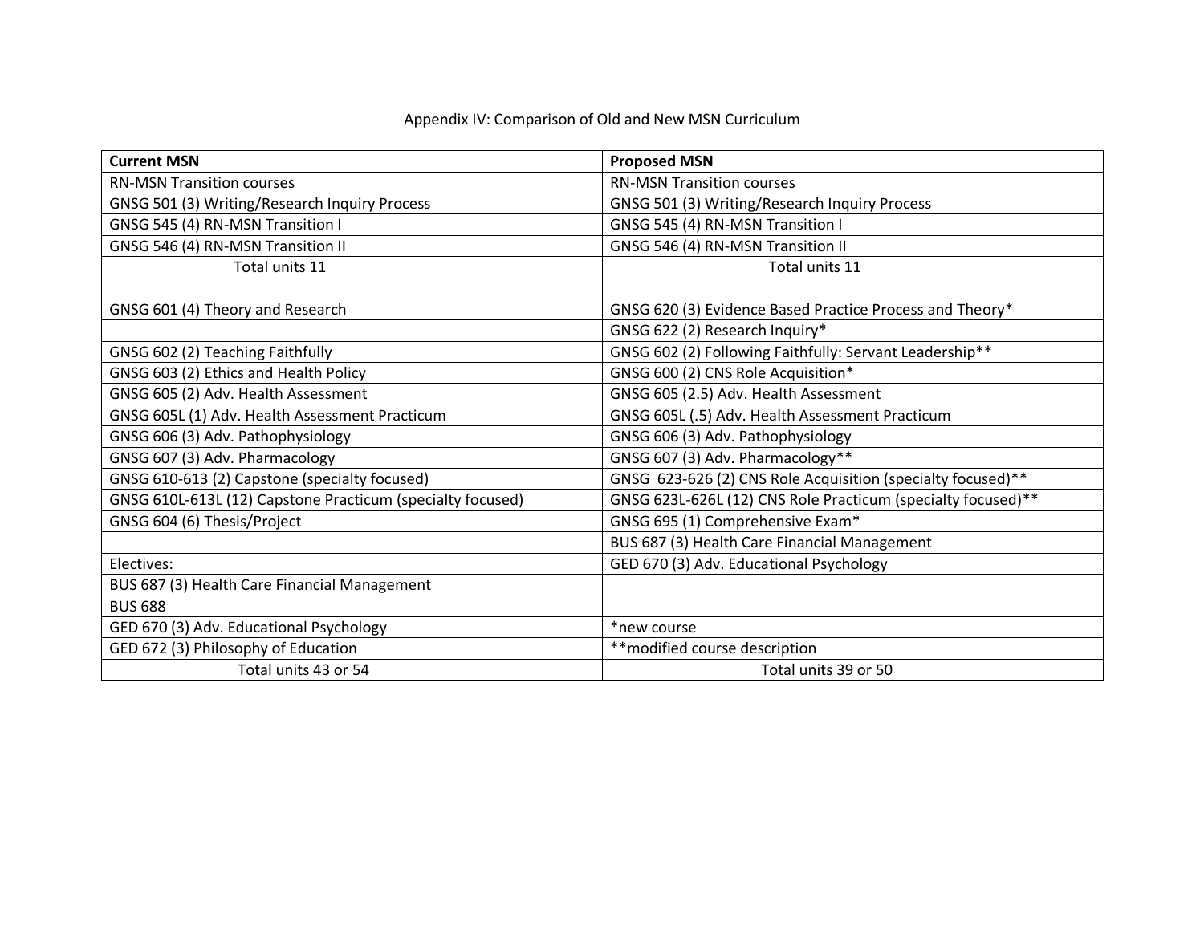Appendix IV: Comparison of Old and New MSN Curriculum

| **Current MSN** | **Proposed MSN** |
|---|---|
| RN-MSN Transition courses | RN-MSN Transition courses |
| GNSG 501 (3) Writing/Research Inquiry Process | GNSG 501 (3) Writing/Research Inquiry Process |
| GNSG 545 (4) RN-MSN Transition I | GNSG 545 (4) RN-MSN Transition I |
| GNSG 546 (4) RN-MSN Transition II | GNSG 546 (4) RN-MSN Transition II |
| Total units 11 | Total units 11 |
| | |
| GNSG 601 (4) Theory and Research | GNSG 620 (3) Evidence Based Practice Process and Theory* |
| | GNSG 622 (2) Research Inquiry* |
| GNSG 602 (2) Teaching Faithfully | GNSG 602 (2) Following Faithfully: Servant Leadership** |
| GNSG 603 (2) Ethics and Health Policy | GNSG 600 (2) CNS Role Acquisition* |
| GNSG 605 (2) Adv. Health Assessment | GNSG 605 (2.5) Adv. Health Assessment |
| GNSG 605L (1) Adv. Health Assessment Practicum | GNSG 605L (.5) Adv. Health Assessment Practicum |
| GNSG 606 (3) Adv. Pathophysiology | GNSG 606 (3) Adv. Pathophysiology |
| GNSG 607 (3) Adv. Pharmacology | GNSG 607 (3) Adv. Pharmacology** |
| GNSG 610-613 (2) Capstone (specialty focused) | GNSG 623-626 (2) CNS Role Acquisition (specialty focused)** |
| GNSG 610L-613L (12) Capstone Practicum (specialty focused) | GNSG 623L-626L (12) CNS Role Practicum (specialty focused)** |
| GNSG 604 (6) Thesis/Project | GNSG 695 (1) Comprehensive Exam* |
| | BUS 687 (3) Health Care Financial Management |
| Electives: | GED 670 (3) Adv. Educational Psychology |
| BUS 687 (3) Health Care Financial Management | |
| BUS 688 | |
| GED 670 (3) Adv. Educational Psychology | *new course |
| GED 672 (3) Philosophy of Education | **modified course description |
| Total units 43 or 54 | Total units 39 or 50 |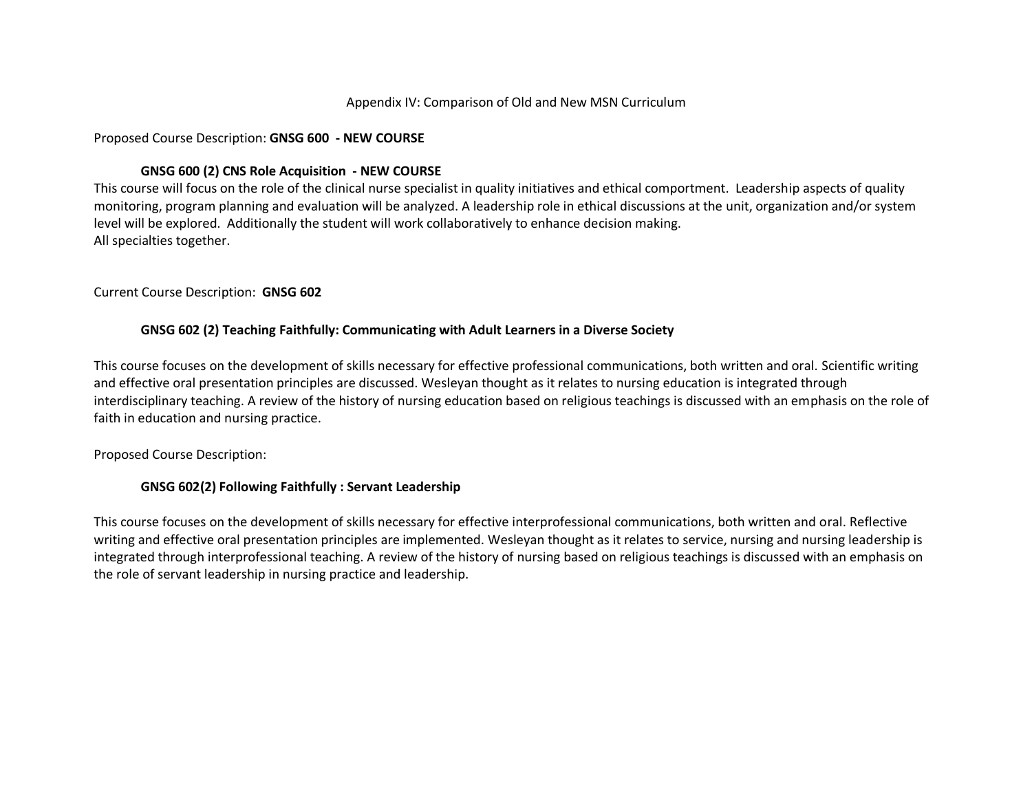Appendix IV: Comparison of Old and New MSN Curriculum

Proposed Course Description: **GNSG 600 - NEW COURSE**

**GNSG 600 (2) CNS Role Acquisition - NEW COURSE**

This course will focus on the role of the clinical nurse specialist in quality initiatives and ethical comportment. Leadership aspects of quality monitoring, program planning and evaluation will be analyzed. A leadership role in ethical discussions at the unit, organization and/or system level will be explored. Additionally the student will work collaboratively to enhance decision making.
All specialties together.

Current Course Description: **GNSG 602**

**GNSG 602 (2) Teaching Faithfully: Communicating with Adult Learners in a Diverse Society**

This course focuses on the development of skills necessary for effective professional communications, both written and oral. Scientific writing and effective oral presentation principles are discussed. Wesleyan thought as it relates to nursing education is integrated through interdisciplinary teaching. A review of the history of nursing education based on religious teachings is discussed with an emphasis on the role of faith in education and nursing practice.

Proposed Course Description:

**GNSG 602(2) Following Faithfully : Servant Leadership**

This course focuses on the development of skills necessary for effective interprofessional communications, both written and oral. Reflective writing and effective oral presentation principles are implemented. Wesleyan thought as it relates to service, nursing and nursing leadership is integrated through interprofessional teaching. A review of the history of nursing based on religious teachings is discussed with an emphasis on the role of servant leadership in nursing practice and leadership.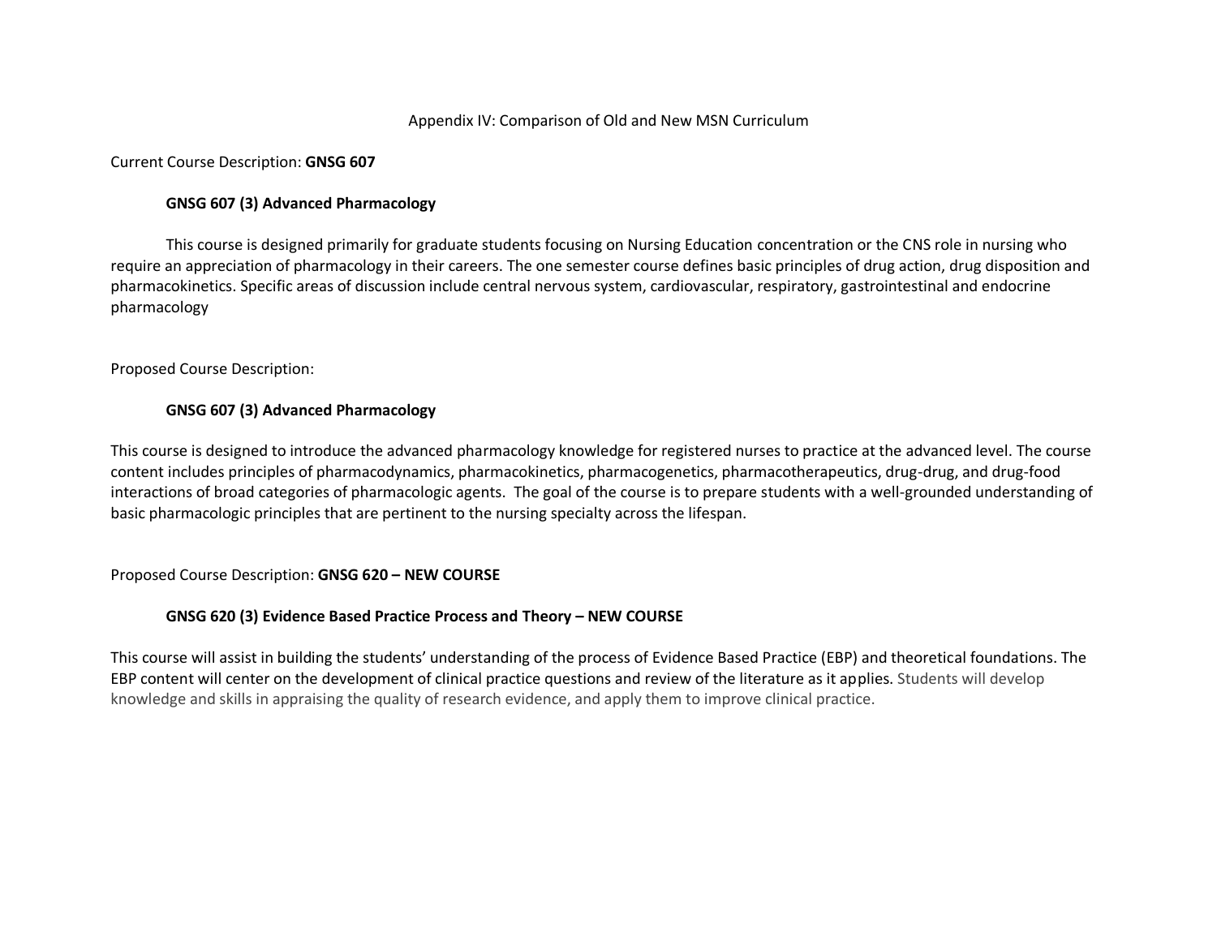Appendix IV: Comparison of Old and New MSN Curriculum

Current Course Description: **GNSG 607**

**GNSG 607 (3) Advanced Pharmacology**

This course is designed primarily for graduate students focusing on Nursing Education concentration or the CNS role in nursing who require an appreciation of pharmacology in their careers. The one semester course defines basic principles of drug action, drug disposition and pharmacokinetics. Specific areas of discussion include central nervous system, cardiovascular, respiratory, gastrointestinal and endocrine pharmacology

Proposed Course Description:

**GNSG 607 (3) Advanced Pharmacology**

This course is designed to introduce the advanced pharmacology knowledge for registered nurses to practice at the advanced level. The course content includes principles of pharmacodynamics, pharmacokinetics, pharmacogenetics, pharmacotherapeutics, drug-drug, and drug-food interactions of broad categories of pharmacologic agents. The goal of the course is to prepare students with a well-grounded understanding of basic pharmacologic principles that are pertinent to the nursing specialty across the lifespan.

Proposed Course Description: **GNSG 620 – NEW COURSE**

**GNSG 620 (3) Evidence Based Practice Process and Theory – NEW COURSE**

This course will assist in building the students' understanding of the process of Evidence Based Practice (EBP) and theoretical foundations. The EBP content will center on the development of clinical practice questions and review of the literature as it applies. Students will develop knowledge and skills in appraising the quality of research evidence, and apply them to improve clinical practice.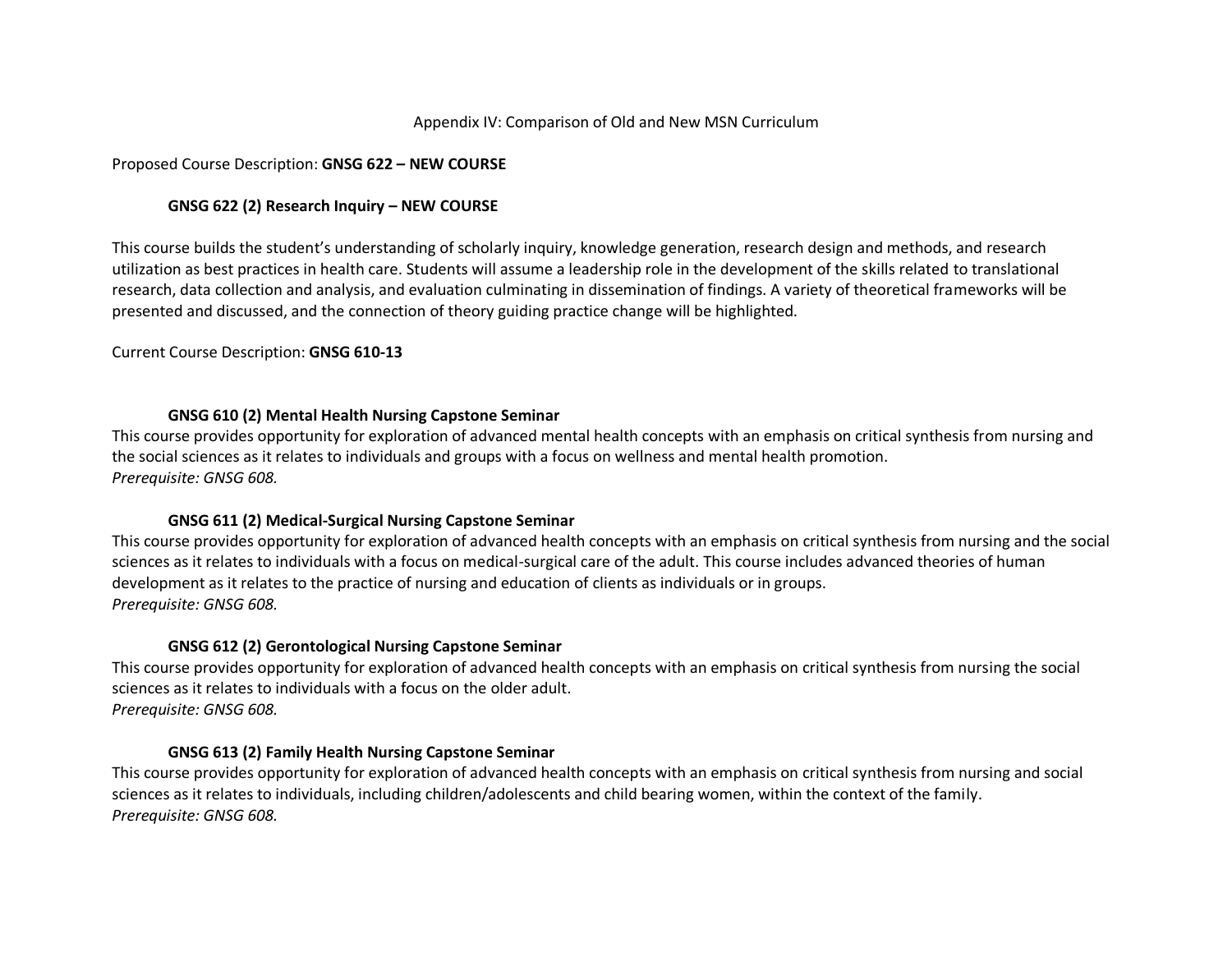Appendix IV: Comparison of Old and New MSN Curriculum

Proposed Course Description: **GNSG 622 – NEW COURSE**

**GNSG 622 (2) Research Inquiry – NEW COURSE**

This course builds the student's understanding of scholarly inquiry, knowledge generation, research design and methods, and research utilization as best practices in health care. Students will assume a leadership role in the development of the skills related to translational research, data collection and analysis, and evaluation culminating in dissemination of findings. A variety of theoretical frameworks will be presented and discussed, and the connection of theory guiding practice change will be highlighted.

Current Course Description: **GNSG 610-13**

**GNSG 610 (2) Mental Health Nursing Capstone Seminar**

This course provides opportunity for exploration of advanced mental health concepts with an emphasis on critical synthesis from nursing and the social sciences as it relates to individuals and groups with a focus on wellness and mental health promotion.
*Prerequisite: GNSG 608.*

**GNSG 611 (2) Medical-Surgical Nursing Capstone Seminar**

This course provides opportunity for exploration of advanced health concepts with an emphasis on critical synthesis from nursing and the social sciences as it relates to individuals with a focus on medical-surgical care of the adult. This course includes advanced theories of human development as it relates to the practice of nursing and education of clients as individuals or in groups.
*Prerequisite: GNSG 608.*

**GNSG 612 (2) Gerontological Nursing Capstone Seminar**

This course provides opportunity for exploration of advanced health concepts with an emphasis on critical synthesis from nursing the social sciences as it relates to individuals with a focus on the older adult.
*Prerequisite: GNSG 608.*

**GNSG 613 (2) Family Health Nursing Capstone Seminar**

This course provides opportunity for exploration of advanced health concepts with an emphasis on critical synthesis from nursing and social sciences as it relates to individuals, including children/adolescents and child bearing women, within the context of the family.
*Prerequisite: GNSG 608.*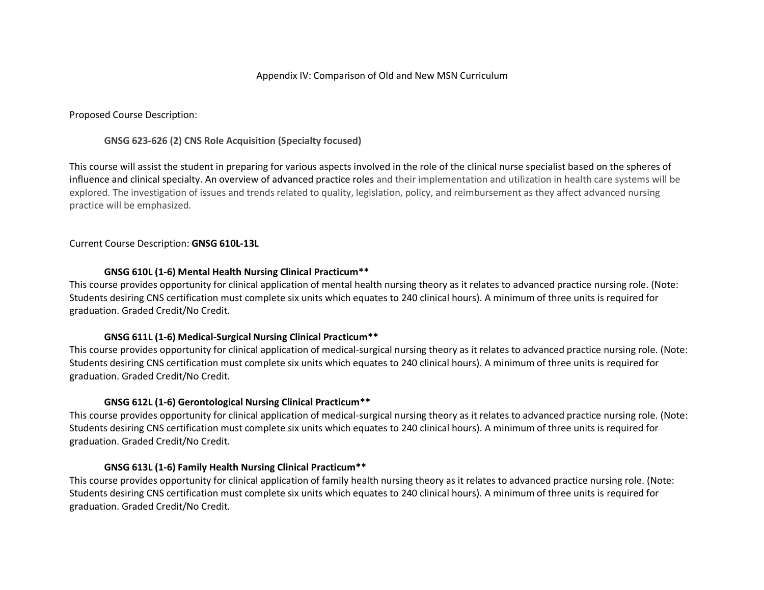Appendix IV: Comparison of Old and New MSN Curriculum

Proposed Course Description:

**GNSG 623-626 (2) CNS Role Acquisition (Specialty focused)**

This course will assist the student in preparing for various aspects involved in the role of the clinical nurse specialist based on the spheres of influence and clinical specialty. An overview of advanced practice roles and their implementation and utilization in health care systems will be explored. The investigation of issues and trends related to quality, legislation, policy, and reimbursement as they affect advanced nursing practice will be emphasized.

Current Course Description: **GNSG 610L-13L**

**GNSG 610L (1-6) Mental Health Nursing Clinical Practicum****

This course provides opportunity for clinical application of mental health nursing theory as it relates to advanced practice nursing role. (Note: Students desiring CNS certification must complete six units which equates to 240 clinical hours). A minimum of three units is required for graduation. Graded Credit/No Credit.

**GNSG 611L (1-6) Medical-Surgical Nursing Clinical Practicum****

This course provides opportunity for clinical application of medical-surgical nursing theory as it relates to advanced practice nursing role. (Note: Students desiring CNS certification must complete six units which equates to 240 clinical hours). A minimum of three units is required for graduation. Graded Credit/No Credit.

**GNSG 612L (1-6) Gerontological Nursing Clinical Practicum****

This course provides opportunity for clinical application of medical-surgical nursing theory as it relates to advanced practice nursing role. (Note: Students desiring CNS certification must complete six units which equates to 240 clinical hours). A minimum of three units is required for graduation. Graded Credit/No Credit.

**GNSG 613L (1-6) Family Health Nursing Clinical Practicum****

This course provides opportunity for clinical application of family health nursing theory as it relates to advanced practice nursing role. (Note: Students desiring CNS certification must complete six units which equates to 240 clinical hours). A minimum of three units is required for graduation. Graded Credit/No Credit.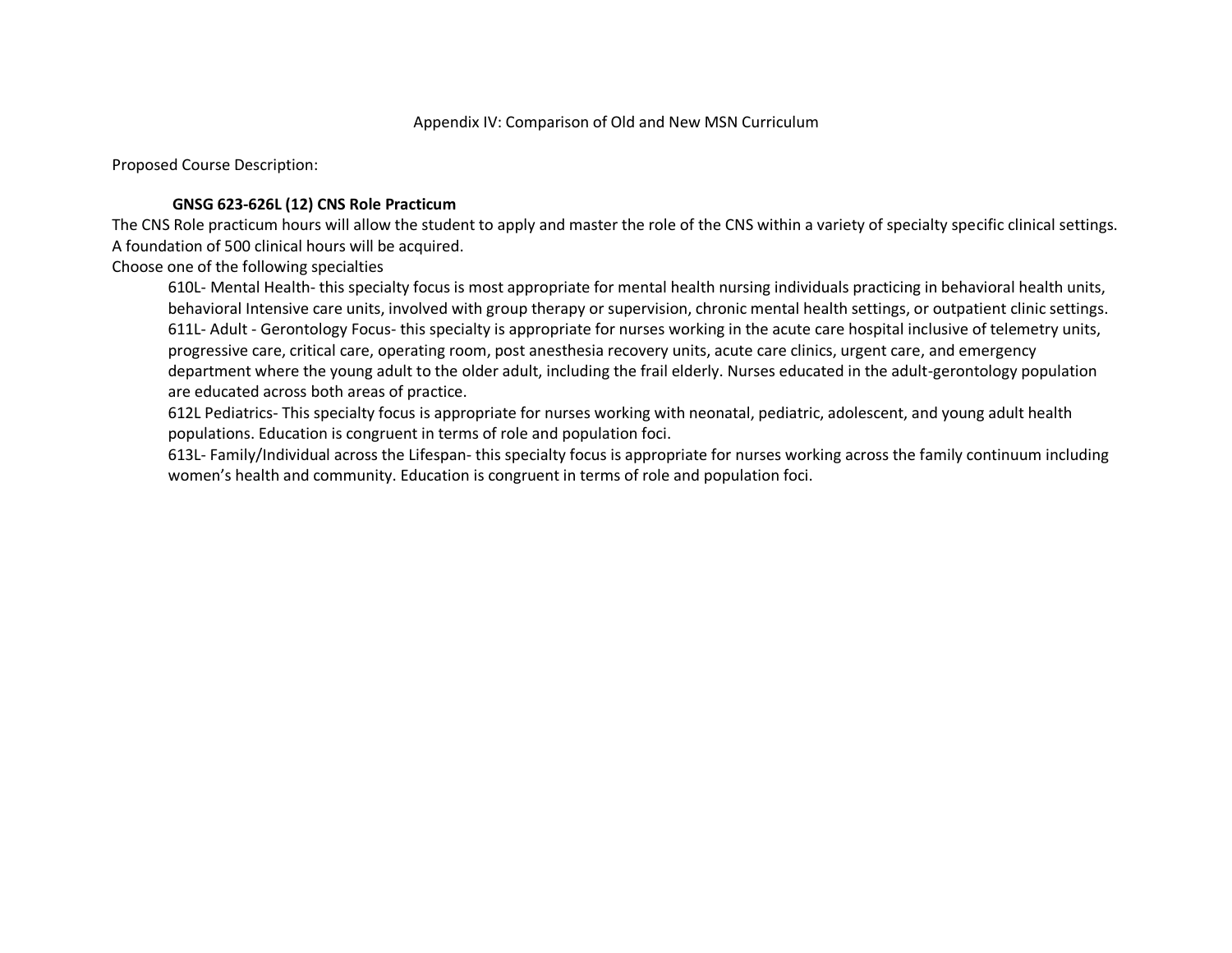Appendix IV: Comparison of Old and New MSN Curriculum

Proposed Course Description:

**GNSG 623-626L (12) CNS Role Practicum**

The CNS Role practicum hours will allow the student to apply and master the role of the CNS within a variety of specialty specific clinical settings. A foundation of 500 clinical hours will be acquired.

Choose one of the following specialties

610L- Mental Health- this specialty focus is most appropriate for mental health nursing individuals practicing in behavioral health units, behavioral Intensive care units, involved with group therapy or supervision, chronic mental health settings, or outpatient clinic settings.

611L- Adult - Gerontology Focus- this specialty is appropriate for nurses working in the acute care hospital inclusive of telemetry units, progressive care, critical care, operating room, post anesthesia recovery units, acute care clinics, urgent care, and emergency department where the young adult to the older adult, including the frail elderly. Nurses educated in the adult-gerontology population are educated across both areas of practice.

612L Pediatrics- This specialty focus is appropriate for nurses working with neonatal, pediatric, adolescent, and young adult health populations. Education is congruent in terms of role and population foci.

613L- Family/Individual across the Lifespan- this specialty focus is appropriate for nurses working across the family continuum including women's health and community. Education is congruent in terms of role and population foci.